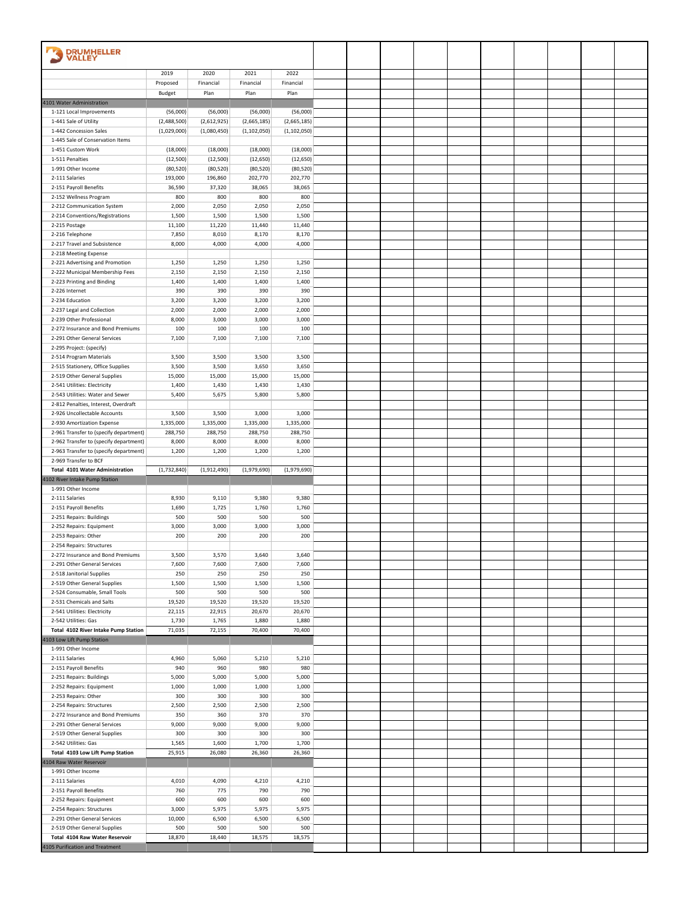# DRUMHELLER VALLEY

| | 2019 Proposed Budget | 2020 Financial Plan | 2021 Financial Plan | 2022 Financial Plan |
|---|---|---|---|---|
| **4101 Water Administration** | | | | |
| 1-121 Local Improvements | (56,000) | (56,000) | (56,000) | (56,000) |
| 1-441 Sale of Utility | (2,488,500) | (2,612,925) | (2,665,185) | (2,665,185) |
| 1-442 Concession Sales | (1,029,000) | (1,080,450) | (1,102,050) | (1,102,050) |
| 1-445 Sale of Conservation Items | | | | |
| 1-451 Custom Work | (18,000) | (18,000) | (18,000) | (18,000) |
| 1-511 Penalties | (12,500) | (12,500) | (12,650) | (12,650) |
| 1-991 Other Income | (80,520) | (80,520) | (80,520) | (80,520) |
| 2-111 Salaries | 193,000 | 196,860 | 202,770 | 202,770 |
| 2-151 Payroll Benefits | 36,590 | 37,320 | 38,065 | 38,065 |
| 2-152 Wellness Program | 800 | 800 | 800 | 800 |
| 2-212 Communication System | 2,000 | 2,050 | 2,050 | 2,050 |
| 2-214 Conventions/Registrations | 1,500 | 1,500 | 1,500 | 1,500 |
| 2-215 Postage | 11,100 | 11,220 | 11,440 | 11,440 |
| 2-216 Telephone | 7,850 | 8,010 | 8,170 | 8,170 |
| 2-217 Travel and Subsistence | 8,000 | 4,000 | 4,000 | 4,000 |
| 2-218 Meeting Expense | | | | |
| 2-221 Advertising and Promotion | 1,250 | 1,250 | 1,250 | 1,250 |
| 2-222 Municipal Membership Fees | 2,150 | 2,150 | 2,150 | 2,150 |
| 2-223 Printing and Binding | 1,400 | 1,400 | 1,400 | 1,400 |
| 2-226 Internet | 390 | 390 | 390 | 390 |
| 2-234 Education | 3,200 | 3,200 | 3,200 | 3,200 |
| 2-237 Legal and Collection | 2,000 | 2,000 | 2,000 | 2,000 |
| 2-239 Other Professional | 8,000 | 3,000 | 3,000 | 3,000 |
| 2-272 Insurance and Bond Premiums | 100 | 100 | 100 | 100 |
| 2-291 Other General Services | 7,100 | 7,100 | 7,100 | 7,100 |
| 2-295 Project: (specify) | | | | |
| 2-514 Program Materials | 3,500 | 3,500 | 3,500 | 3,500 |
| 2-515 Stationery, Office Supplies | 3,500 | 3,500 | 3,650 | 3,650 |
| 2-519 Other General Supplies | 15,000 | 15,000 | 15,000 | 15,000 |
| 2-541 Utilities: Electricity | 1,400 | 1,430 | 1,430 | 1,430 |
| 2-543 Utilities: Water and Sewer | 5,400 | 5,675 | 5,800 | 5,800 |
| 2-812 Penalties, Interest, Overdraft | | | | |
| 2-926 Uncollectable Accounts | 3,500 | 3,500 | 3,000 | 3,000 |
| 2-930 Amortization Expense | 1,335,000 | 1,335,000 | 1,335,000 | 1,335,000 |
| 2-961 Transfer to (specify department) | 288,750 | 288,750 | 288,750 | 288,750 |
| 2-962 Transfer to (specify department) | 8,000 | 8,000 | 8,000 | 8,000 |
| 2-963 Transfer to (specify department) | 1,200 | 1,200 | 1,200 | 1,200 |
| 2-969 Transfer to BCF | | | | |
| **Total 4101 Water Administration** | (1,732,840) | (1,912,490) | (1,979,690) | (1,979,690) |
| **4102 River Intake Pump Station** | | | | |
| 1-991 Other Income | | | | |
| 2-111 Salaries | 8,930 | 9,110 | 9,380 | 9,380 |
| 2-151 Payroll Benefits | 1,690 | 1,725 | 1,760 | 1,760 |
| 2-251 Repairs: Buildings | 500 | 500 | 500 | 500 |
| 2-252 Repairs: Equipment | 3,000 | 3,000 | 3,000 | 3,000 |
| 2-253 Repairs: Other | 200 | 200 | 200 | 200 |
| 2-254 Repairs: Structures | | | | |
| 2-272 Insurance and Bond Premiums | 3,500 | 3,570 | 3,640 | 3,640 |
| 2-291 Other General Services | 7,600 | 7,600 | 7,600 | 7,600 |
| 2-518 Janitorial Supplies | 250 | 250 | 250 | 250 |
| 2-519 Other General Supplies | 1,500 | 1,500 | 1,500 | 1,500 |
| 2-524 Consumable, Small Tools | 500 | 500 | 500 | 500 |
| 2-531 Chemicals and Salts | 19,520 | 19,520 | 19,520 | 19,520 |
| 2-541 Utilities: Electricity | 22,115 | 22,915 | 20,670 | 20,670 |
| 2-542 Utilities: Gas | 1,730 | 1,765 | 1,880 | 1,880 |
| **Total 4102 River Intake Pump Station** | 71,035 | 72,155 | 70,400 | 70,400 |
| **4103 Low Lift Pump Station** | | | | |
| 1-991 Other Income | | | | |
| 2-111 Salaries | 4,960 | 5,060 | 5,210 | 5,210 |
| 2-151 Payroll Benefits | 940 | 960 | 980 | 980 |
| 2-251 Repairs: Buildings | 5,000 | 5,000 | 5,000 | 5,000 |
| 2-252 Repairs: Equipment | 1,000 | 1,000 | 1,000 | 1,000 |
| 2-253 Repairs: Other | 300 | 300 | 300 | 300 |
| 2-254 Repairs: Structures | 2,500 | 2,500 | 2,500 | 2,500 |
| 2-272 Insurance and Bond Premiums | 350 | 360 | 370 | 370 |
| 2-291 Other General Services | 9,000 | 9,000 | 9,000 | 9,000 |
| 2-519 Other General Supplies | 300 | 300 | 300 | 300 |
| 2-542 Utilities: Gas | 1,565 | 1,600 | 1,700 | 1,700 |
| **Total 4103 Low Lift Pump Station** | 25,915 | 26,080 | 26,360 | 26,360 |
| **4104 Raw Water Reservoir** | | | | |
| 1-991 Other Income | | | | |
| 2-111 Salaries | 4,010 | 4,090 | 4,210 | 4,210 |
| 2-151 Payroll Benefits | 760 | 775 | 790 | 790 |
| 2-252 Repairs: Equipment | 600 | 600 | 600 | 600 |
| 2-254 Repairs: Structures | 3,000 | 5,975 | 5,975 | 5,975 |
| 2-291 Other General Services | 10,000 | 6,500 | 6,500 | 6,500 |
| 2-519 Other General Supplies | 500 | 500 | 500 | 500 |
| **Total 4104 Raw Water Reservoir** | 18,870 | 18,440 | 18,575 | 18,575 |
| **4105 Purification and Treatment** | | | | |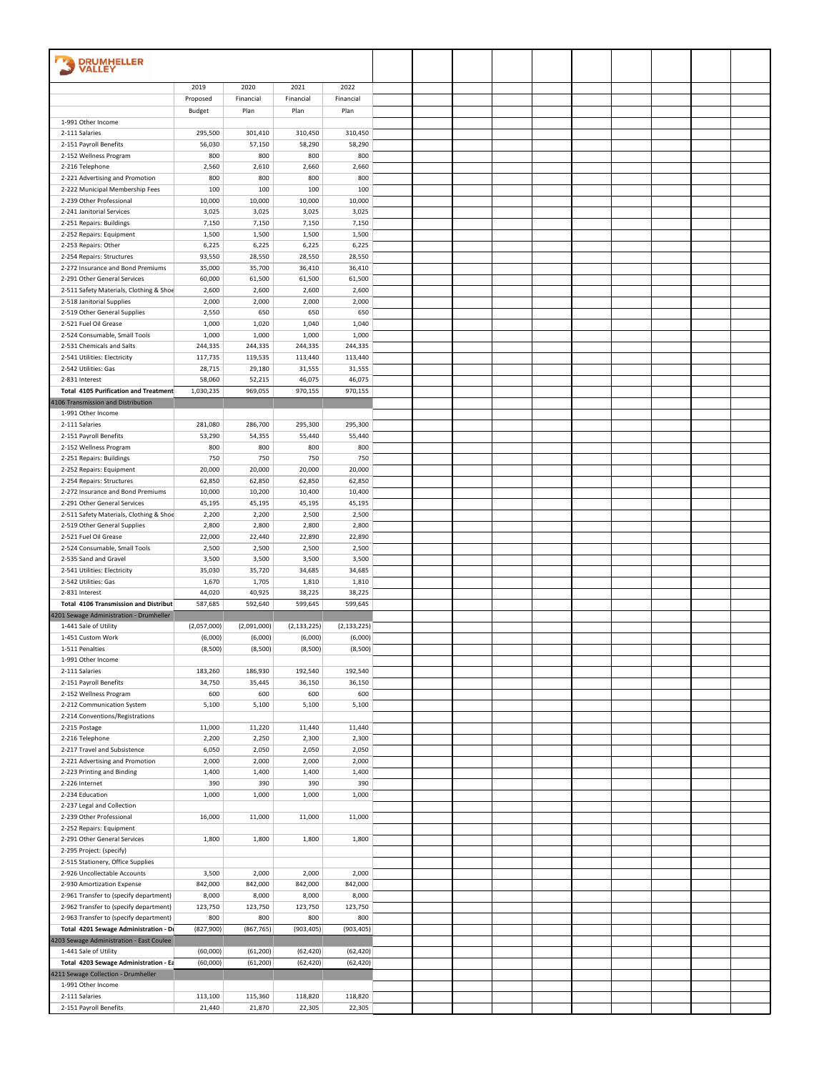**DRUMHELLER VALLEY**

| | 2019 Proposed Budget | 2020 Financial Plan | 2021 Financial Plan | 2022 Financial Plan |
|---|---|---|---|---|
| 1-991 Other Income | | | | |
| 2-111 Salaries | 295,500 | 301,410 | 310,450 | 310,450 |
| 2-151 Payroll Benefits | 56,030 | 57,150 | 58,290 | 58,290 |
| 2-152 Wellness Program | 800 | 800 | 800 | 800 |
| 2-216 Telephone | 2,560 | 2,610 | 2,660 | 2,660 |
| 2-221 Advertising and Promotion | 800 | 800 | 800 | 800 |
| 2-222 Municipal Membership Fees | 100 | 100 | 100 | 100 |
| 2-239 Other Professional | 10,000 | 10,000 | 10,000 | 10,000 |
| 2-241 Janitorial Services | 3,025 | 3,025 | 3,025 | 3,025 |
| 2-251 Repairs: Buildings | 7,150 | 7,150 | 7,150 | 7,150 |
| 2-252 Repairs: Equipment | 1,500 | 1,500 | 1,500 | 1,500 |
| 2-253 Repairs: Other | 6,225 | 6,225 | 6,225 | 6,225 |
| 2-254 Repairs: Structures | 93,550 | 28,550 | 28,550 | 28,550 |
| 2-272 Insurance and Bond Premiums | 35,000 | 35,700 | 36,410 | 36,410 |
| 2-291 Other General Services | 60,000 | 61,500 | 61,500 | 61,500 |
| 2-511 Safety Materials, Clothing & Shoe | 2,600 | 2,600 | 2,600 | 2,600 |
| 2-518 Janitorial Supplies | 2,000 | 2,000 | 2,000 | 2,000 |
| 2-519 Other General Supplies | 2,550 | 650 | 650 | 650 |
| 2-521 Fuel Oil Grease | 1,000 | 1,020 | 1,040 | 1,040 |
| 2-524 Consumable, Small Tools | 1,000 | 1,000 | 1,000 | 1,000 |
| 2-531 Chemicals and Salts | 244,335 | 244,335 | 244,335 | 244,335 |
| 2-541 Utilities: Electricity | 117,735 | 119,535 | 113,440 | 113,440 |
| 2-542 Utilities: Gas | 28,715 | 29,180 | 31,555 | 31,555 |
| 2-831 Interest | 58,060 | 52,215 | 46,075 | 46,075 |
| **Total 4105 Purification and Treatment** | **1,030,235** | **969,055** | **970,155** | **970,155** |
| 4106 Transmission and Distribution | | | | |
| 1-991 Other Income | | | | |
| 2-111 Salaries | 281,080 | 286,700 | 295,300 | 295,300 |
| 2-151 Payroll Benefits | 53,290 | 54,355 | 55,440 | 55,440 |
| 2-152 Wellness Program | 800 | 800 | 800 | 800 |
| 2-251 Repairs: Buildings | 750 | 750 | 750 | 750 |
| 2-252 Repairs: Equipment | 20,000 | 20,000 | 20,000 | 20,000 |
| 2-254 Repairs: Structures | 62,850 | 62,850 | 62,850 | 62,850 |
| 2-272 Insurance and Bond Premiums | 10,000 | 10,200 | 10,400 | 10,400 |
| 2-291 Other General Services | 45,195 | 45,195 | 45,195 | 45,195 |
| 2-511 Safety Materials, Clothing & Shoe | 2,200 | 2,200 | 2,500 | 2,500 |
| 2-519 Other General Supplies | 2,800 | 2,800 | 2,800 | 2,800 |
| 2-521 Fuel Oil Grease | 22,000 | 22,440 | 22,890 | 22,890 |
| 2-524 Consumable, Small Tools | 2,500 | 2,500 | 2,500 | 2,500 |
| 2-535 Sand and Gravel | 3,500 | 3,500 | 3,500 | 3,500 |
| 2-541 Utilities: Electricity | 35,030 | 35,720 | 34,685 | 34,685 |
| 2-542 Utilities: Gas | 1,670 | 1,705 | 1,810 | 1,810 |
| 2-831 Interest | 44,020 | 40,925 | 38,225 | 38,225 |
| **Total 4106 Transmission and Distribut** | **587,685** | **592,640** | **599,645** | **599,645** |
| 4201 Sewage Administration - Drumheller | | | | |
| 1-441 Sale of Utility | (2,057,000) | (2,091,000) | (2,133,225) | (2,133,225) |
| 1-451 Custom Work | (6,000) | (6,000) | (6,000) | (6,000) |
| 1-511 Penalties | (8,500) | (8,500) | (8,500) | (8,500) |
| 1-991 Other Income | | | | |
| 2-111 Salaries | 183,260 | 186,930 | 192,540 | 192,540 |
| 2-151 Payroll Benefits | 34,750 | 35,445 | 36,150 | 36,150 |
| 2-152 Wellness Program | 600 | 600 | 600 | 600 |
| 2-212 Communication System | 5,100 | 5,100 | 5,100 | 5,100 |
| 2-214 Conventions/Registrations | | | | |
| 2-215 Postage | 11,000 | 11,220 | 11,440 | 11,440 |
| 2-216 Telephone | 2,200 | 2,250 | 2,300 | 2,300 |
| 2-217 Travel and Subsistence | 6,050 | 2,050 | 2,050 | 2,050 |
| 2-221 Advertising and Promotion | 2,000 | 2,000 | 2,000 | 2,000 |
| 2-223 Printing and Binding | 1,400 | 1,400 | 1,400 | 1,400 |
| 2-226 Internet | 390 | 390 | 390 | 390 |
| 2-234 Education | 1,000 | 1,000 | 1,000 | 1,000 |
| 2-237 Legal and Collection | | | | |
| 2-239 Other Professional | 16,000 | 11,000 | 11,000 | 11,000 |
| 2-252 Repairs: Equipment | | | | |
| 2-291 Other General Services | 1,800 | 1,800 | 1,800 | 1,800 |
| 2-295 Project: (specify) | | | | |
| 2-515 Stationery, Office Supplies | | | | |
| 2-926 Uncollectable Accounts | 3,500 | 2,000 | 2,000 | 2,000 |
| 2-930 Amortization Expense | 842,000 | 842,000 | 842,000 | 842,000 |
| 2-961 Transfer to (specify department) | 8,000 | 8,000 | 8,000 | 8,000 |
| 2-962 Transfer to (specify department) | 123,750 | 123,750 | 123,750 | 123,750 |
| 2-963 Transfer to (specify department) | 800 | 800 | 800 | 800 |
| **Total 4201 Sewage Administration - Dr** | **(827,900)** | **(867,765)** | **(903,405)** | **(903,405)** |
| 4203 Sewage Administration - East Coulee | | | | |
| 1-441 Sale of Utility | (60,000) | (61,200) | (62,420) | (62,420) |
| **Total 4203 Sewage Administration - Ea** | **(60,000)** | **(61,200)** | **(62,420)** | **(62,420)** |
| 4211 Sewage Collection - Drumheller | | | | |
| 1-991 Other Income | | | | |
| 2-111 Salaries | 113,100 | 115,360 | 118,820 | 118,820 |
| 2-151 Payroll Benefits | 21,440 | 21,870 | 22,305 | 22,305 |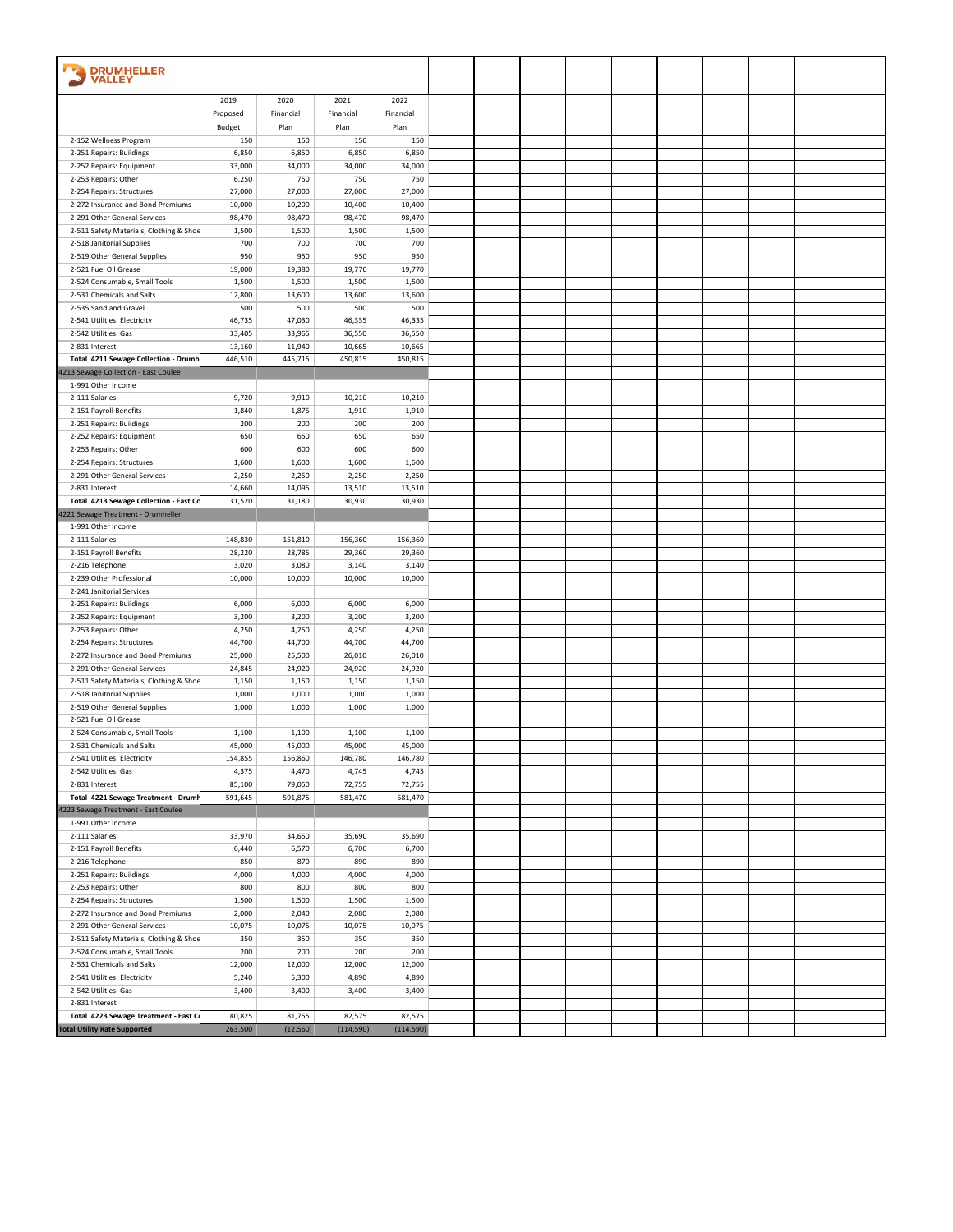**DRUMHELLER VALLEY**

| | 2019 | 2020 | 2021 | 2022 |
|---|---|---|---|---|
| | Proposed | Financial | Financial | Financial |
| | Budget | Plan | Plan | Plan |
| 2-152 Wellness Program | 150 | 150 | 150 | 150 |
| 2-251 Repairs: Buildings | 6,850 | 6,850 | 6,850 | 6,850 |
| 2-252 Repairs: Equipment | 33,000 | 34,000 | 34,000 | 34,000 |
| 2-253 Repairs: Other | 6,250 | 750 | 750 | 750 |
| 2-254 Repairs: Structures | 27,000 | 27,000 | 27,000 | 27,000 |
| 2-272 Insurance and Bond Premiums | 10,000 | 10,200 | 10,400 | 10,400 |
| 2-291 Other General Services | 98,470 | 98,470 | 98,470 | 98,470 |
| 2-511 Safety Materials, Clothing & Shoe | 1,500 | 1,500 | 1,500 | 1,500 |
| 2-518 Janitorial Supplies | 700 | 700 | 700 | 700 |
| 2-519 Other General Supplies | 950 | 950 | 950 | 950 |
| 2-521 Fuel Oil Grease | 19,000 | 19,380 | 19,770 | 19,770 |
| 2-524 Consumable, Small Tools | 1,500 | 1,500 | 1,500 | 1,500 |
| 2-531 Chemicals and Salts | 12,800 | 13,600 | 13,600 | 13,600 |
| 2-535 Sand and Gravel | 500 | 500 | 500 | 500 |
| 2-541 Utilities: Electricity | 46,735 | 47,030 | 46,335 | 46,335 |
| 2-542 Utilities: Gas | 33,405 | 33,965 | 36,550 | 36,550 |
| 2-831 Interest | 13,160 | 11,940 | 10,665 | 10,665 |
| **Total 4211 Sewage Collection - Drumh** | 446,510 | 445,715 | 450,815 | 450,815 |
| 4213 Sewage Collection - East Coulee | | | | |
| 1-991 Other Income | | | | |
| 2-111 Salaries | 9,720 | 9,910 | 10,210 | 10,210 |
| 2-151 Payroll Benefits | 1,840 | 1,875 | 1,910 | 1,910 |
| 2-251 Repairs: Buildings | 200 | 200 | 200 | 200 |
| 2-252 Repairs: Equipment | 650 | 650 | 650 | 650 |
| 2-253 Repairs: Other | 600 | 600 | 600 | 600 |
| 2-254 Repairs: Structures | 1,600 | 1,600 | 1,600 | 1,600 |
| 2-291 Other General Services | 2,250 | 2,250 | 2,250 | 2,250 |
| 2-831 Interest | 14,660 | 14,095 | 13,510 | 13,510 |
| **Total 4213 Sewage Collection - East Co** | 31,520 | 31,180 | 30,930 | 30,930 |
| 4221 Sewage Treatment - Drumheller | | | | |
| 1-991 Other Income | | | | |
| 2-111 Salaries | 148,830 | 151,810 | 156,360 | 156,360 |
| 2-151 Payroll Benefits | 28,220 | 28,785 | 29,360 | 29,360 |
| 2-216 Telephone | 3,020 | 3,080 | 3,140 | 3,140 |
| 2-239 Other Professional | 10,000 | 10,000 | 10,000 | 10,000 |
| 2-241 Janitorial Services | | | | |
| 2-251 Repairs: Buildings | 6,000 | 6,000 | 6,000 | 6,000 |
| 2-252 Repairs: Equipment | 3,200 | 3,200 | 3,200 | 3,200 |
| 2-253 Repairs: Other | 4,250 | 4,250 | 4,250 | 4,250 |
| 2-254 Repairs: Structures | 44,700 | 44,700 | 44,700 | 44,700 |
| 2-272 Insurance and Bond Premiums | 25,000 | 25,500 | 26,010 | 26,010 |
| 2-291 Other General Services | 24,845 | 24,920 | 24,920 | 24,920 |
| 2-511 Safety Materials, Clothing & Shoe | 1,150 | 1,150 | 1,150 | 1,150 |
| 2-518 Janitorial Supplies | 1,000 | 1,000 | 1,000 | 1,000 |
| 2-519 Other General Supplies | 1,000 | 1,000 | 1,000 | 1,000 |
| 2-521 Fuel Oil Grease | | | | |
| 2-524 Consumable, Small Tools | 1,100 | 1,100 | 1,100 | 1,100 |
| 2-531 Chemicals and Salts | 45,000 | 45,000 | 45,000 | 45,000 |
| 2-541 Utilities: Electricity | 154,855 | 156,860 | 146,780 | 146,780 |
| 2-542 Utilities: Gas | 4,375 | 4,470 | 4,745 | 4,745 |
| 2-831 Interest | 85,100 | 79,050 | 72,755 | 72,755 |
| **Total 4221 Sewage Treatment - Drumh** | 591,645 | 591,875 | 581,470 | 581,470 |
| 4223 Sewage Treatment - East Coulee | | | | |
| 1-991 Other Income | | | | |
| 2-111 Salaries | 33,970 | 34,650 | 35,690 | 35,690 |
| 2-151 Payroll Benefits | 6,440 | 6,570 | 6,700 | 6,700 |
| 2-216 Telephone | 850 | 870 | 890 | 890 |
| 2-251 Repairs: Buildings | 4,000 | 4,000 | 4,000 | 4,000 |
| 2-253 Repairs: Other | 800 | 800 | 800 | 800 |
| 2-254 Repairs: Structures | 1,500 | 1,500 | 1,500 | 1,500 |
| 2-272 Insurance and Bond Premiums | 2,000 | 2,040 | 2,080 | 2,080 |
| 2-291 Other General Services | 10,075 | 10,075 | 10,075 | 10,075 |
| 2-511 Safety Materials, Clothing & Shoe | 350 | 350 | 350 | 350 |
| 2-524 Consumable, Small Tools | 200 | 200 | 200 | 200 |
| 2-531 Chemicals and Salts | 12,000 | 12,000 | 12,000 | 12,000 |
| 2-541 Utilities: Electricity | 5,240 | 5,300 | 4,890 | 4,890 |
| 2-542 Utilities: Gas | 3,400 | 3,400 | 3,400 | 3,400 |
| 2-831 Interest | | | | |
| **Total 4223 Sewage Treatment - East Co** | 80,825 | 81,755 | 82,575 | 82,575 |
| **Total Utility Rate Supported** | 263,500 | (12,560) | (114,590) | (114,590) |